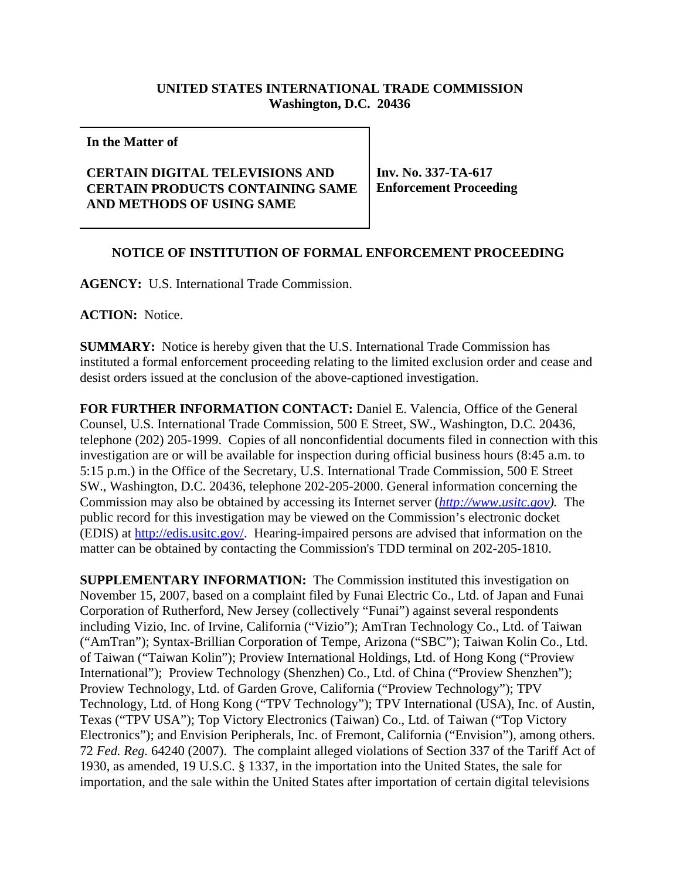**UNITED STATES INTERNATIONAL TRADE COMMISSION**
**Washington, D.C. 20436**

| **In the Matter of**<br><br>**CERTAIN DIGITAL TELEVISIONS AND CERTAIN PRODUCTS CONTAINING SAME AND METHODS OF USING SAME** | **Inv. No. 337-TA-617**<br>**Enforcement Proceeding** |
|---|---|

## NOTICE OF INSTITUTION OF FORMAL ENFORCEMENT PROCEEDING

**AGENCY:** U.S. International Trade Commission.

**ACTION:** Notice.

**SUMMARY:** Notice is hereby given that the U.S. International Trade Commission has instituted a formal enforcement proceeding relating to the limited exclusion order and cease and desist orders issued at the conclusion of the above-captioned investigation.

**FOR FURTHER INFORMATION CONTACT:** Daniel E. Valencia, Office of the General Counsel, U.S. International Trade Commission, 500 E Street, SW., Washington, D.C. 20436, telephone (202) 205-1999. Copies of all nonconfidential documents filed in connection with this investigation are or will be available for inspection during official business hours (8:45 a.m. to 5:15 p.m.) in the Office of the Secretary, U.S. International Trade Commission, 500 E Street SW., Washington, D.C. 20436, telephone 202-205-2000. General information concerning the Commission may also be obtained by accessing its Internet server (*http://www.usitc.gov*). The public record for this investigation may be viewed on the Commission's electronic docket (EDIS) at http://edis.usitc.gov/. Hearing-impaired persons are advised that information on the matter can be obtained by contacting the Commission's TDD terminal on 202-205-1810.

**SUPPLEMENTARY INFORMATION:** The Commission instituted this investigation on November 15, 2007, based on a complaint filed by Funai Electric Co., Ltd. of Japan and Funai Corporation of Rutherford, New Jersey (collectively "Funai") against several respondents including Vizio, Inc. of Irvine, California ("Vizio"); AmTran Technology Co., Ltd. of Taiwan ("AmTran"); Syntax-Brillian Corporation of Tempe, Arizona ("SBC"); Taiwan Kolin Co., Ltd. of Taiwan ("Taiwan Kolin"); Proview International Holdings, Ltd. of Hong Kong ("Proview International"); Proview Technology (Shenzhen) Co., Ltd. of China ("Proview Shenzhen"); Proview Technology, Ltd. of Garden Grove, California ("Proview Technology"); TPV Technology, Ltd. of Hong Kong ("TPV Technology"); TPV International (USA), Inc. of Austin, Texas ("TPV USA"); Top Victory Electronics (Taiwan) Co., Ltd. of Taiwan ("Top Victory Electronics"); and Envision Peripherals, Inc. of Fremont, California ("Envision"), among others. 72 *Fed. Reg.* 64240 (2007). The complaint alleged violations of Section 337 of the Tariff Act of 1930, as amended, 19 U.S.C. § 1337, in the importation into the United States, the sale for importation, and the sale within the United States after importation of certain digital televisions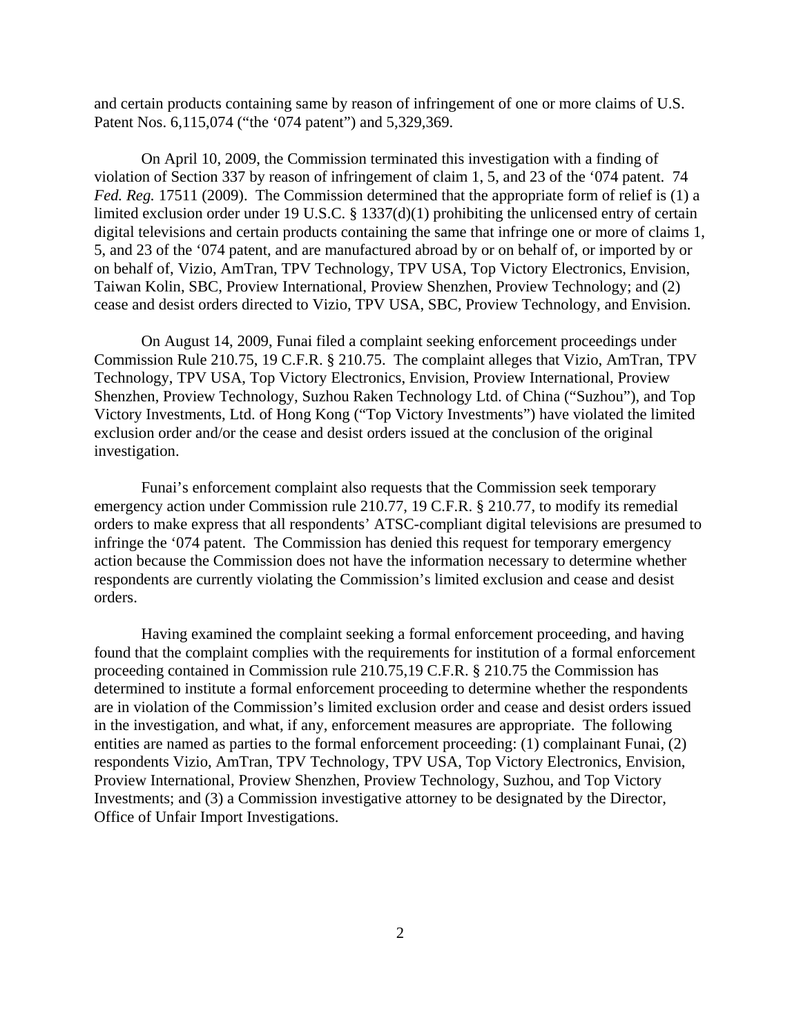and certain products containing same by reason of infringement of one or more claims of U.S. Patent Nos. 6,115,074 ("the '074 patent") and 5,329,369.

On April 10, 2009, the Commission terminated this investigation with a finding of violation of Section 337 by reason of infringement of claim 1, 5, and 23 of the '074 patent. 74 *Fed. Reg.* 17511 (2009). The Commission determined that the appropriate form of relief is (1) a limited exclusion order under 19 U.S.C. § 1337(d)(1) prohibiting the unlicensed entry of certain digital televisions and certain products containing the same that infringe one or more of claims 1, 5, and 23 of the '074 patent, and are manufactured abroad by or on behalf of, or imported by or on behalf of, Vizio, AmTran, TPV Technology, TPV USA, Top Victory Electronics, Envision, Taiwan Kolin, SBC, Proview International, Proview Shenzhen, Proview Technology; and (2) cease and desist orders directed to Vizio, TPV USA, SBC, Proview Technology, and Envision.

On August 14, 2009, Funai filed a complaint seeking enforcement proceedings under Commission Rule 210.75, 19 C.F.R. § 210.75. The complaint alleges that Vizio, AmTran, TPV Technology, TPV USA, Top Victory Electronics, Envision, Proview International, Proview Shenzhen, Proview Technology, Suzhou Raken Technology Ltd. of China ("Suzhou"), and Top Victory Investments, Ltd. of Hong Kong ("Top Victory Investments") have violated the limited exclusion order and/or the cease and desist orders issued at the conclusion of the original investigation.

Funai's enforcement complaint also requests that the Commission seek temporary emergency action under Commission rule 210.77, 19 C.F.R. § 210.77, to modify its remedial orders to make express that all respondents' ATSC-compliant digital televisions are presumed to infringe the '074 patent. The Commission has denied this request for temporary emergency action because the Commission does not have the information necessary to determine whether respondents are currently violating the Commission's limited exclusion and cease and desist orders.

Having examined the complaint seeking a formal enforcement proceeding, and having found that the complaint complies with the requirements for institution of a formal enforcement proceeding contained in Commission rule 210.75,19 C.F.R. § 210.75 the Commission has determined to institute a formal enforcement proceeding to determine whether the respondents are in violation of the Commission's limited exclusion order and cease and desist orders issued in the investigation, and what, if any, enforcement measures are appropriate. The following entities are named as parties to the formal enforcement proceeding: (1) complainant Funai, (2) respondents Vizio, AmTran, TPV Technology, TPV USA, Top Victory Electronics, Envision, Proview International, Proview Shenzhen, Proview Technology, Suzhou, and Top Victory Investments; and (3) a Commission investigative attorney to be designated by the Director, Office of Unfair Import Investigations.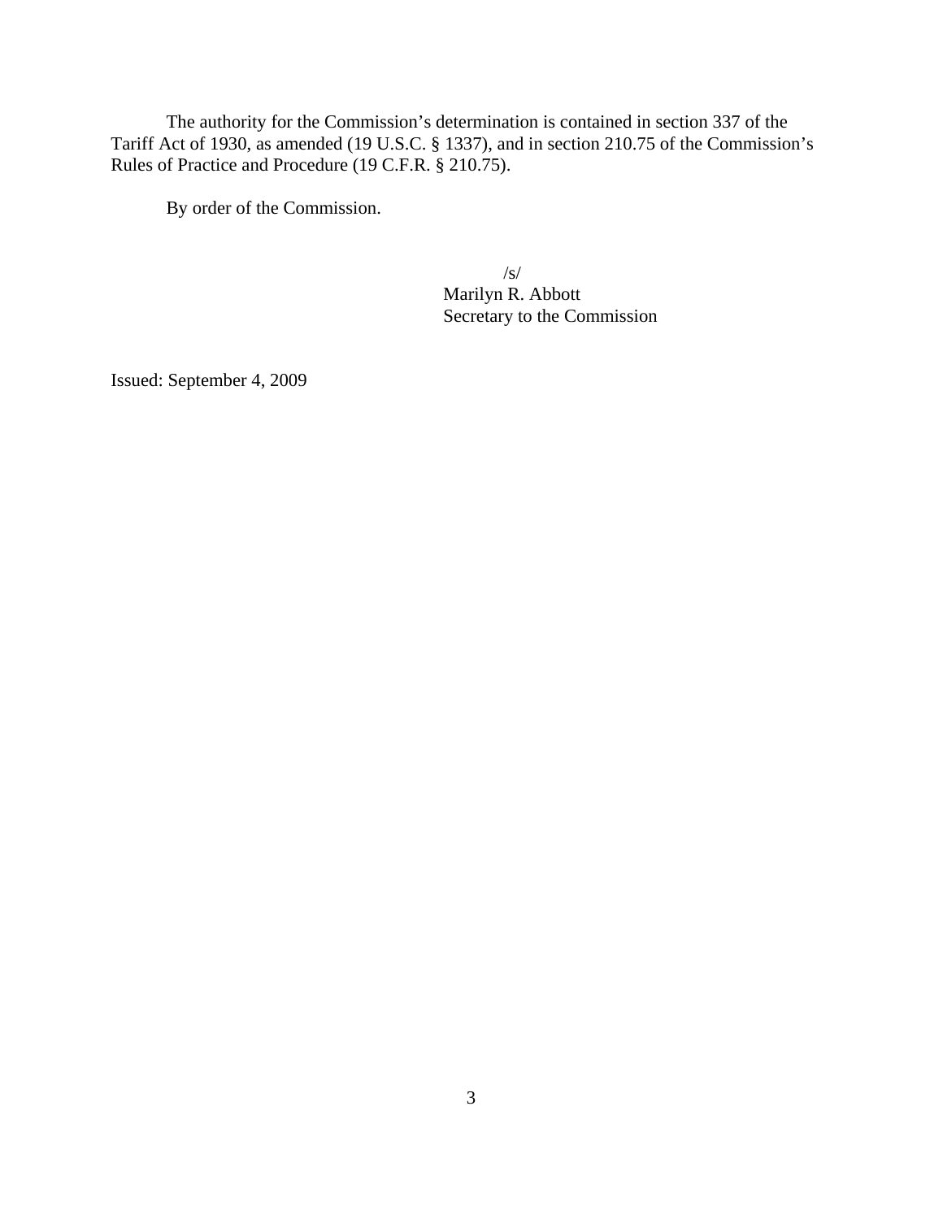The authority for the Commission's determination is contained in section 337 of the Tariff Act of 1930, as amended (19 U.S.C. § 1337), and in section 210.75 of the Commission's Rules of Practice and Procedure (19 C.F.R. § 210.75).

By order of the Commission.

/s/
Marilyn R. Abbott
Secretary to the Commission

Issued: September 4, 2009